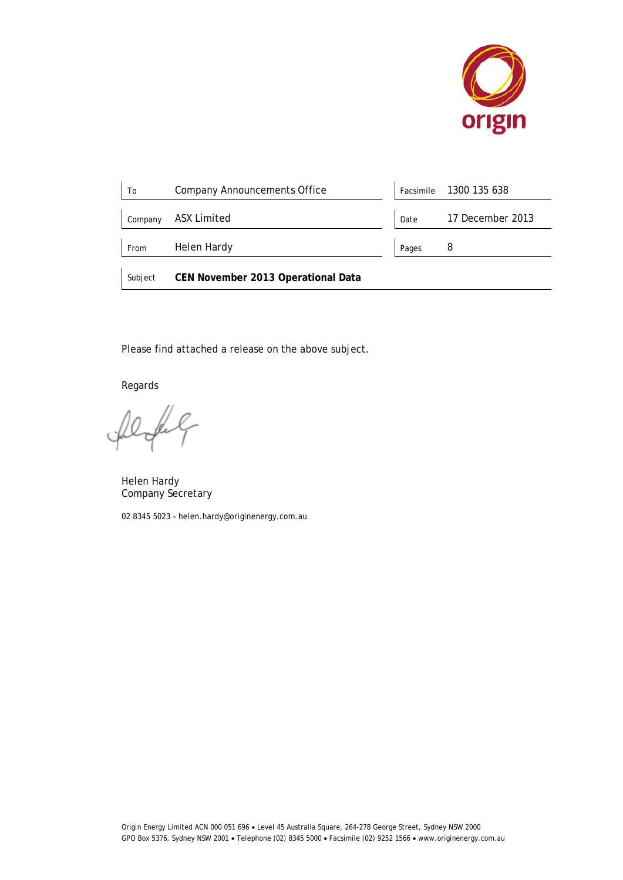origin

| To | Company Announcements Office | Facsimile | 1300 135 638 |
| --- | --- | --- | --- |
| Company | ASX Limited | Date | 17 December 2013 |
| From | Helen Hardy | Pages | 8 |
| Subject | **CEN November 2013 Operational Data** | | |

Please find attached a release on the above subject.

Regards

Helen Hardy
Company Secretary

02 8345 5023 – helen.hardy@originenergy.com.au

Origin Energy Limited ACN 000 051 696 • Level 45 Australia Square, 264-278 George Street, Sydney NSW 2000
GPO Box 5376, Sydney NSW 2001 • Telephone (02) 8345 5000 • Facsimile (02) 9252 1566 • www.originenergy.com.au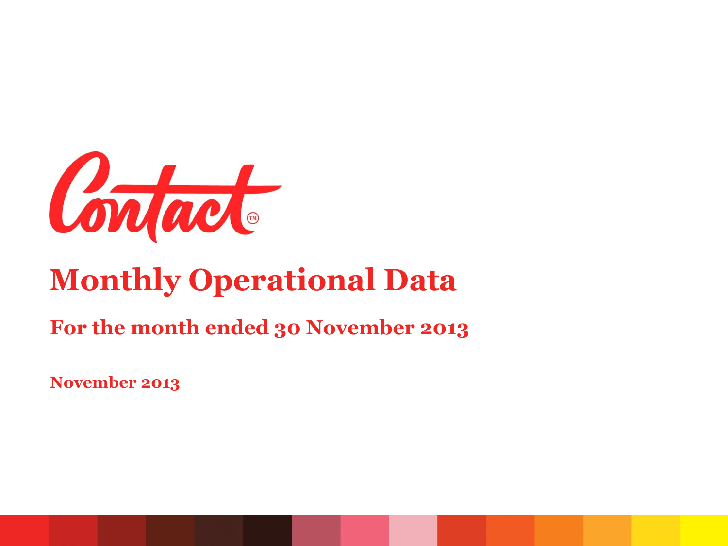Contact

# Monthly Operational Data

## For the month ended 30 November 2013

**November 2013**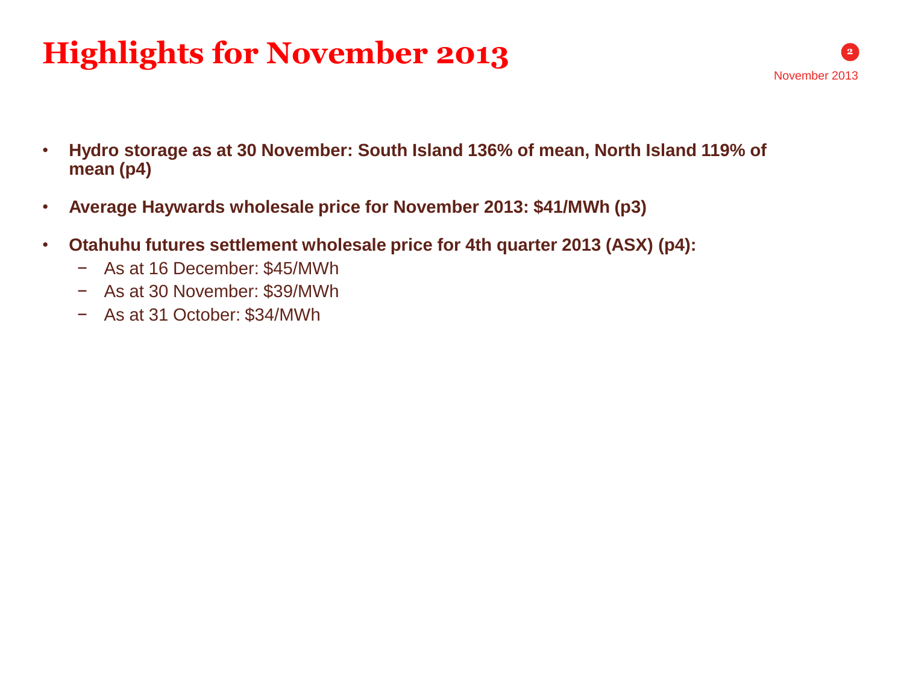# Highlights for November 2013

- **Hydro storage as at 30 November: South Island 136% of mean, North Island 119% of mean (p4)**
- **Average Haywards wholesale price for November 2013: $41/MWh (p3)**
- **Otahuhu futures settlement wholesale price for 4th quarter 2013 (ASX) (p4):**
  - As at 16 December: $45/MWh
  - As at 30 November: $39/MWh
  - As at 31 October: $34/MWh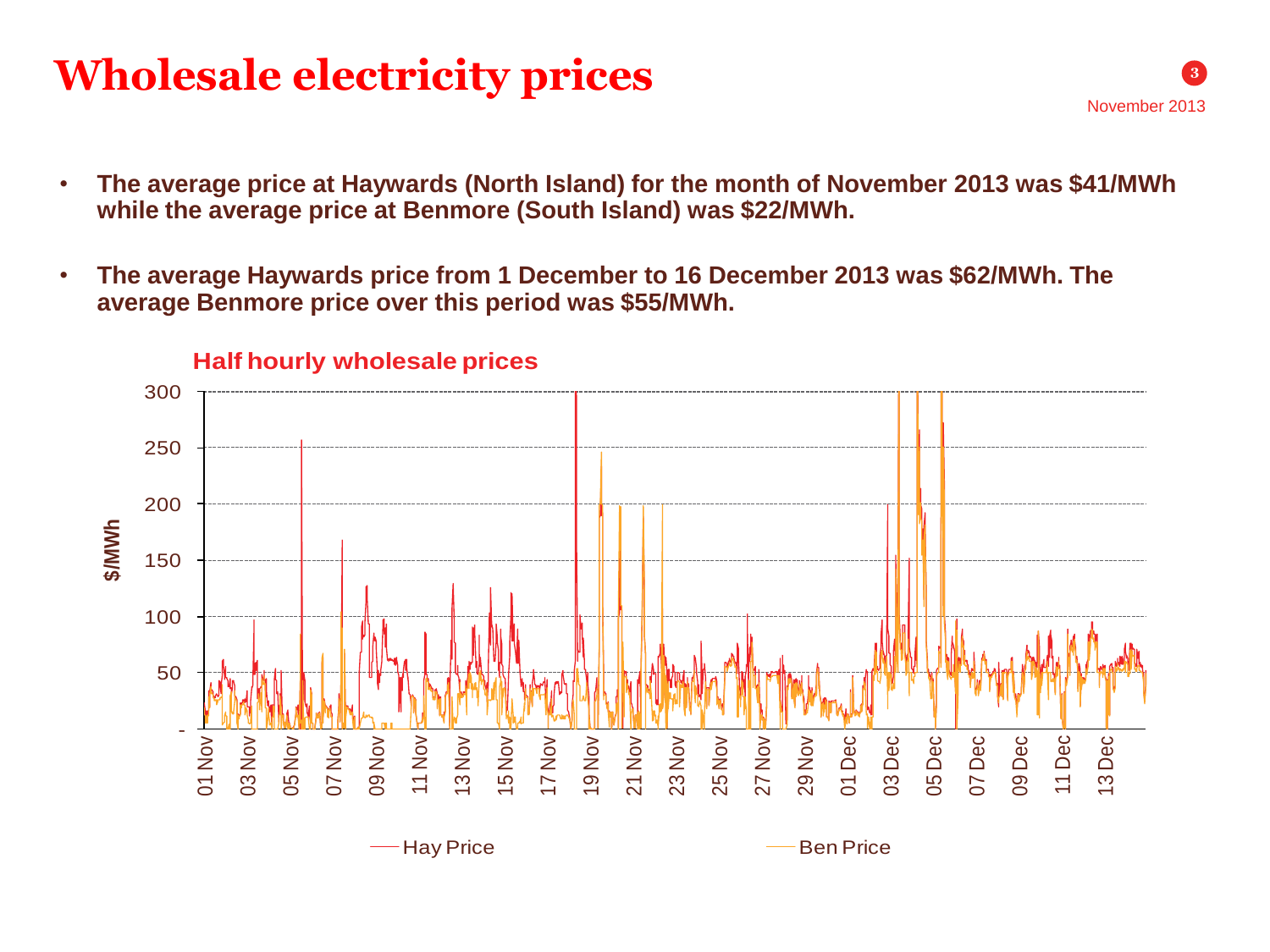# Wholesale electricity prices

- **The average price at Haywards (North Island) for the month of November 2013 was $41/MWh while the average price at Benmore (South Island) was $22/MWh.**

- **The average Haywards price from 1 December to 16 December 2013 was $62/MWh. The average Benmore price over this period was $55/MWh.**

**Half hourly wholesale prices**

$/MWh

300
250
200
150
100
50
-

01 Nov, 03 Nov, 05 Nov, 07 Nov, 09 Nov, 11 Nov, 13 Nov, 15 Nov, 17 Nov, 19 Nov, 21 Nov, 23 Nov, 25 Nov, 27 Nov, 29 Nov, 01 Dec, 03 Dec, 05 Dec, 07 Dec, 09 Dec, 11 Dec, 13 Dec

Hay Price — Ben Price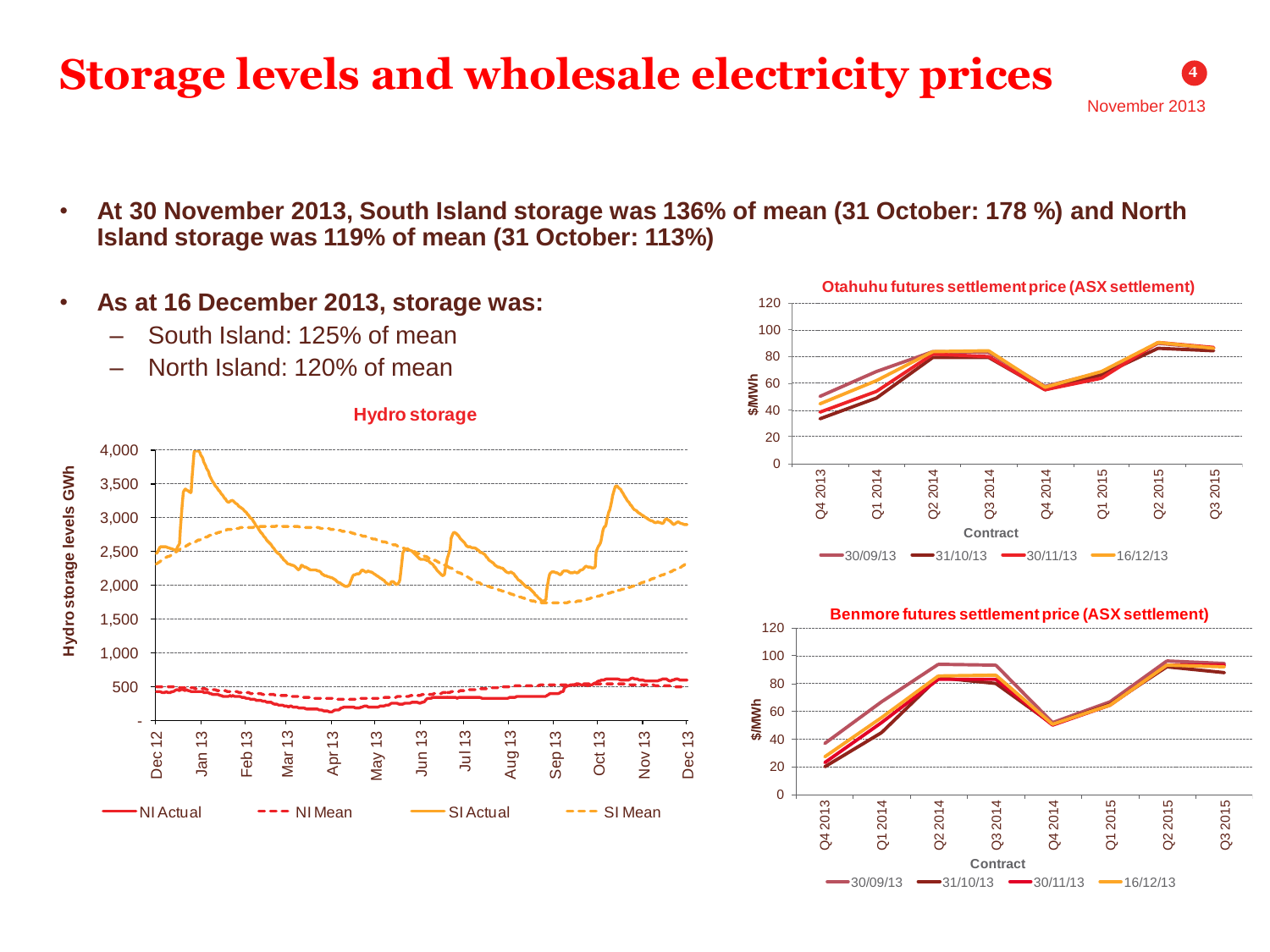# Storage levels and wholesale electricity prices

November 2013

- **At 30 November 2013, South Island storage was 136% of mean (31 October: 178 %) and North Island storage was 119% of mean (31 October: 113%)**
- **As at 16 December 2013, storage was:**
  - South Island: 125% of mean
  - North Island: 120% of mean

Hydro storage

Otahuhu futures settlement price (ASX settlement)

Benmore futures settlement price (ASX settlement)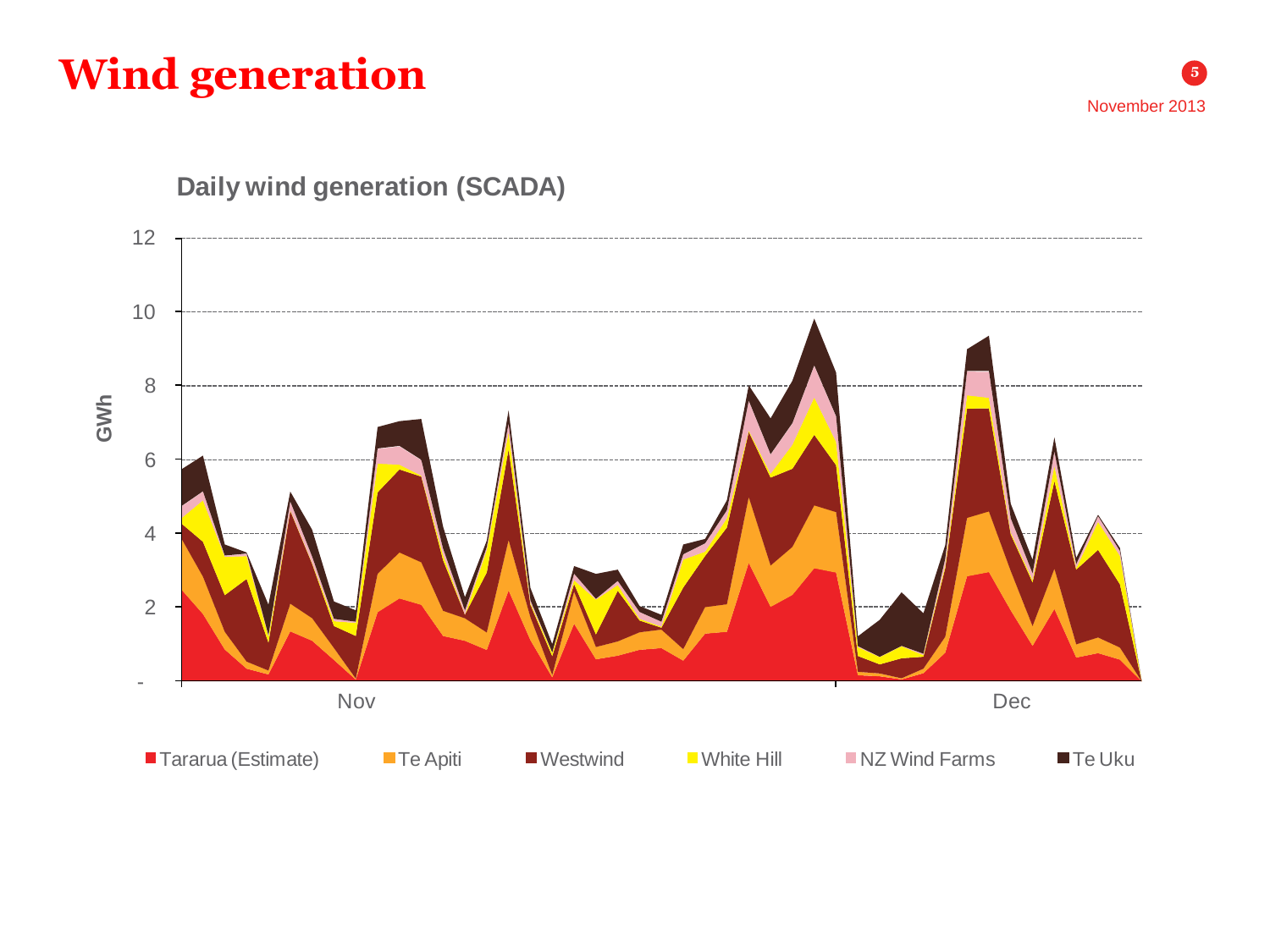# Wind generation

November 2013

**Daily wind generation (SCADA)**

GWh

12
10
8
6
4
2
-

Nov Dec

Tararua (Estimate) | Te Apiti | Westwind | White Hill | NZ Wind Farms | Te Uku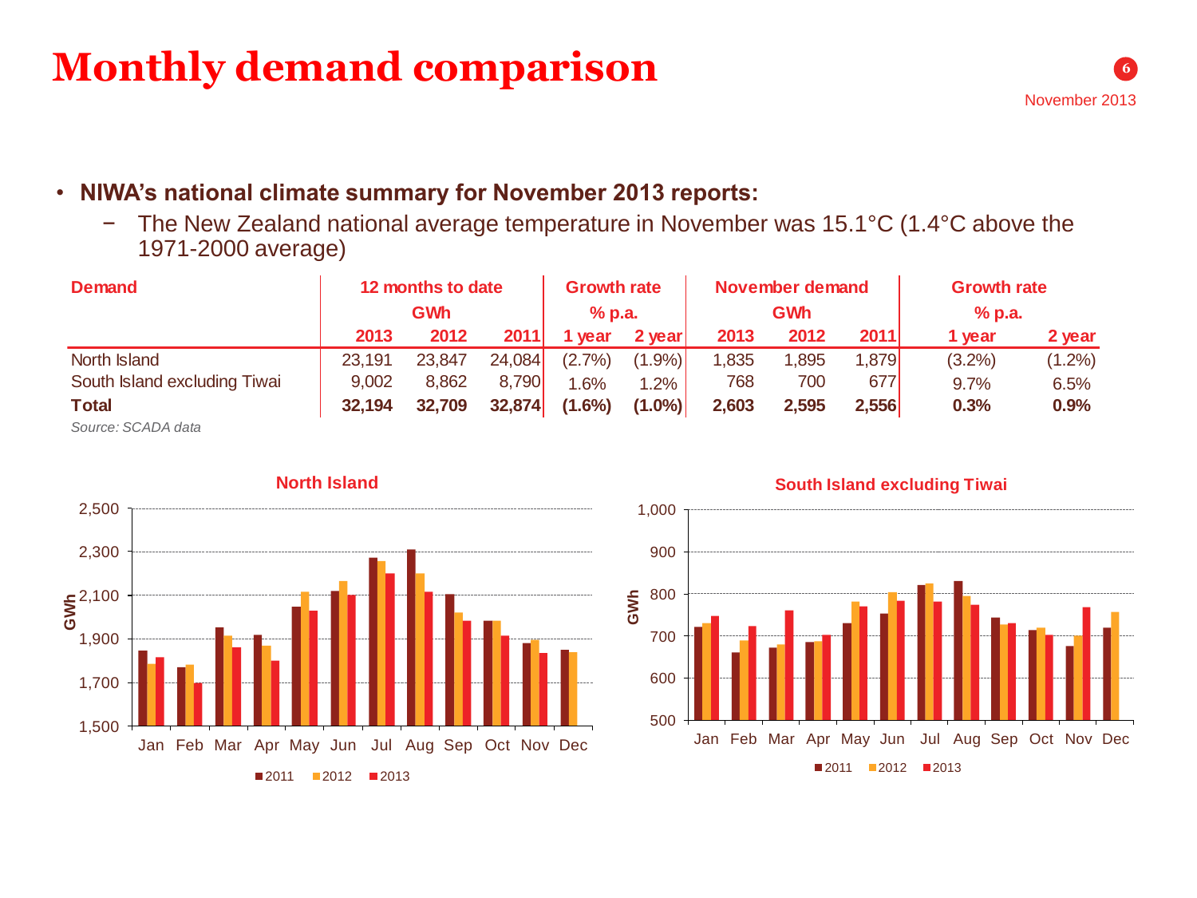# Monthly demand comparison

November 2013

- **NIWA's national climate summary for November 2013 reports:**
  - The New Zealand national average temperature in November was 15.1°C (1.4°C above the 1971-2000 average)

| Demand | 12 months to date GWh | | | Growth rate % p.a. | | November demand GWh | | | Growth rate % p.a. | |
|---|---|---|---|---|---|---|---|---|---|---|
| | 2013 | 2012 | 2011 | 1 year | 2 year | 2013 | 2012 | 2011 | 1 year | 2 year |
| North Island | 23,191 | 23,847 | 24,084 | (2.7%) | (1.9%) | 1,835 | 1,895 | 1,879 | (3.2%) | (1.2%) |
| South Island excluding Tiwai | 9,002 | 8,862 | 8,790 | 1.6% | 1.2% | 768 | 700 | 677 | 9.7% | 6.5% |
| **Total** | **32,194** | **32,709** | **32,874** | **(1.6%)** | **(1.0%)** | **2,603** | **2,595** | **2,556** | **0.3%** | **0.9%** |

*Source: SCADA data*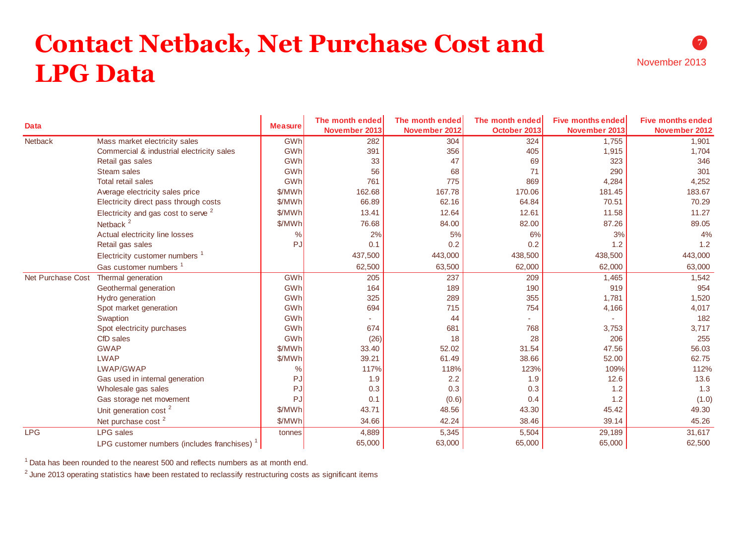# Contact Netback, Net Purchase Cost and LPG Data

November 2013

| Data | | Measure | The month ended November 2013 | The month ended November 2012 | The month ended October 2013 | Five months ended November 2013 | Five months ended November 2012 |
|---|---|---|---|---|---|---|---|
| Netback | Mass market electricity sales | GWh | 282 | 304 | 324 | 1,755 | 1,901 |
| | Commercial & industrial electricity sales | GWh | 391 | 356 | 405 | 1,915 | 1,704 |
| | Retail gas sales | GWh | 33 | 47 | 69 | 323 | 346 |
| | Steam sales | GWh | 56 | 68 | 71 | 290 | 301 |
| | Total retail sales | GWh | 761 | 775 | 869 | 4,284 | 4,252 |
| | Average electricity sales price | $/MWh | 162.68 | 167.78 | 170.06 | 181.45 | 183.67 |
| | Electricity direct pass through costs | $/MWh | 66.89 | 62.16 | 64.84 | 70.51 | 70.29 |
| | Electricity and gas cost to serve [2] | $/MWh | 13.41 | 12.64 | 12.61 | 11.58 | 11.27 |
| | Netback [2] | $/MWh | 76.68 | 84.00 | 82.00 | 87.26 | 89.05 |
| | Actual electricity line losses | % | 2% | 5% | 6% | 3% | 4% |
| | Retail gas sales | PJ | 0.1 | 0.2 | 0.2 | 1.2 | 1.2 |
| | Electricity customer numbers [1] | | 437,500 | 443,000 | 438,500 | 438,500 | 443,000 |
| | Gas customer numbers [1] | | 62,500 | 63,500 | 62,000 | 62,000 | 63,000 |
| Net Purchase Cost | Thermal generation | GWh | 205 | 237 | 209 | 1,465 | 1,542 |
| | Geothermal generation | GWh | 164 | 189 | 190 | 919 | 954 |
| | Hydro generation | GWh | 325 | 289 | 355 | 1,781 | 1,520 |
| | Spot market generation | GWh | 694 | 715 | 754 | 4,166 | 4,017 |
| | Swaption | GWh | - | 44 | - | - | 182 |
| | Spot electricity purchases | GWh | 674 | 681 | 768 | 3,753 | 3,717 |
| | CfD sales | GWh | (26) | 18 | 28 | 206 | 255 |
| | GWAP | $/MWh | 33.40 | 52.02 | 31.54 | 47.56 | 56.03 |
| | LWAP | $/MWh | 39.21 | 61.49 | 38.66 | 52.00 | 62.75 |
| | LWAP/GWAP | % | 117% | 118% | 123% | 109% | 112% |
| | Gas used in internal generation | PJ | 1.9 | 2.2 | 1.9 | 12.6 | 13.6 |
| | Wholesale gas sales | PJ | 0.3 | 0.3 | 0.3 | 1.2 | 1.3 |
| | Gas storage net movement | PJ | 0.1 | (0.6) | 0.4 | 1.2 | (1.0) |
| | Unit generation cost [2] | $/MWh | 43.71 | 48.56 | 43.30 | 45.42 | 49.30 |
| | Net purchase cost [2] | $/MWh | 34.66 | 42.24 | 38.46 | 39.14 | 45.26 |
| LPG | LPG sales | tonnes | 4,889 | 5,345 | 5,504 | 29,189 | 31,617 |
| | LPG customer numbers (includes franchises) [1] | | 65,000 | 63,000 | 65,000 | 65,000 | 62,500 |

[1] Data has been rounded to the nearest 500 and reflects numbers as at month end.

[2] June 2013 operating statistics have been restated to reclassify restructuring costs as significant items